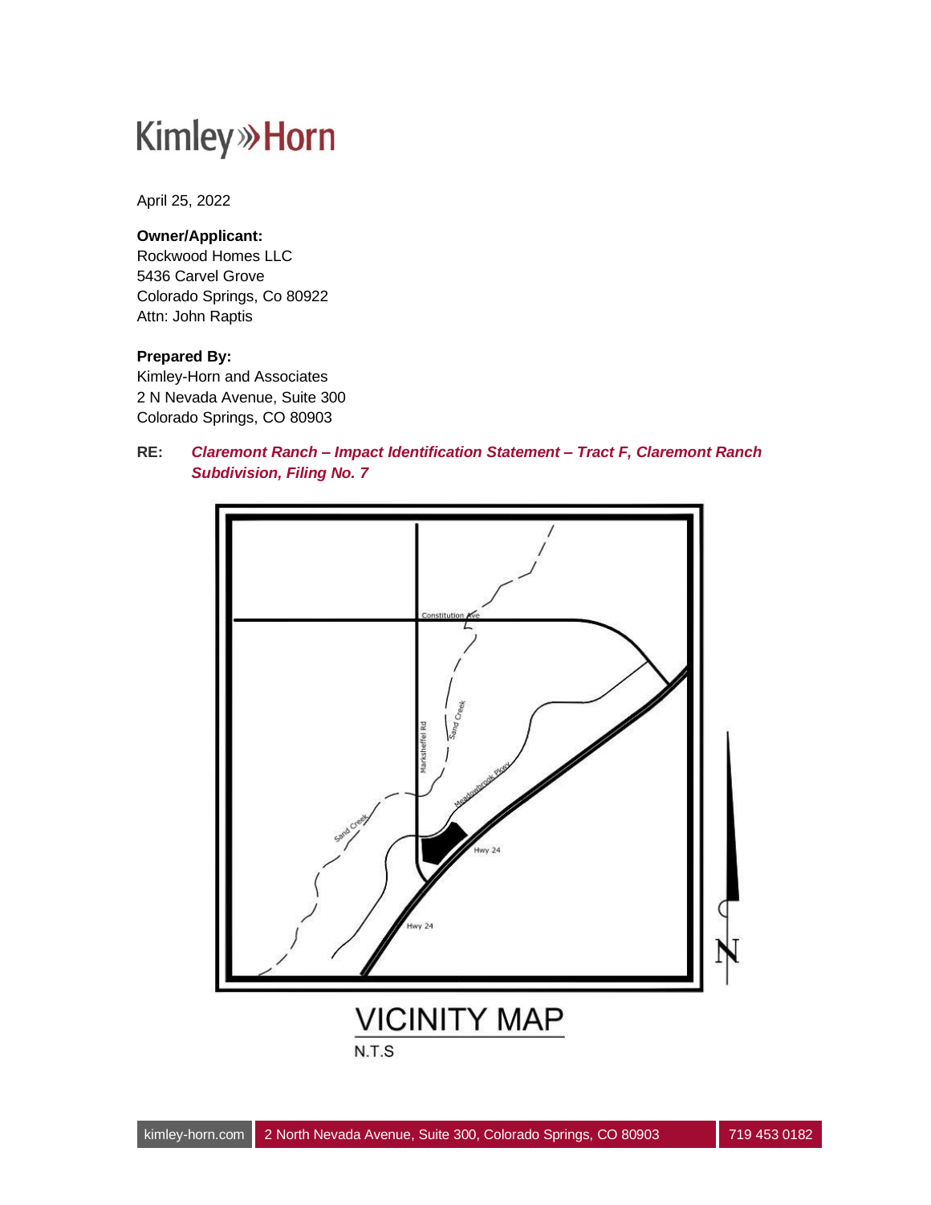Kimley»Horn

April 25, 2022

**Owner/Applicant:**
Rockwood Homes LLC
5436 Carvel Grove
Colorado Springs, Co 80922
Attn: John Raptis

**Prepared By:**
Kimley-Horn and Associates
2 N Nevada Avenue, Suite 300
Colorado Springs, CO 80903

**RE:** ***Claremont Ranch – Impact Identification Statement – Tract F, Claremont Ranch Subdivision, Filing No. 7***

Constitution Ave

Marksheffel Rd

Sand Creek

Meadowbrook Pkwy

Sand Creek

Hwy 24

Hwy 24

N

VICINITY MAP

N.T.S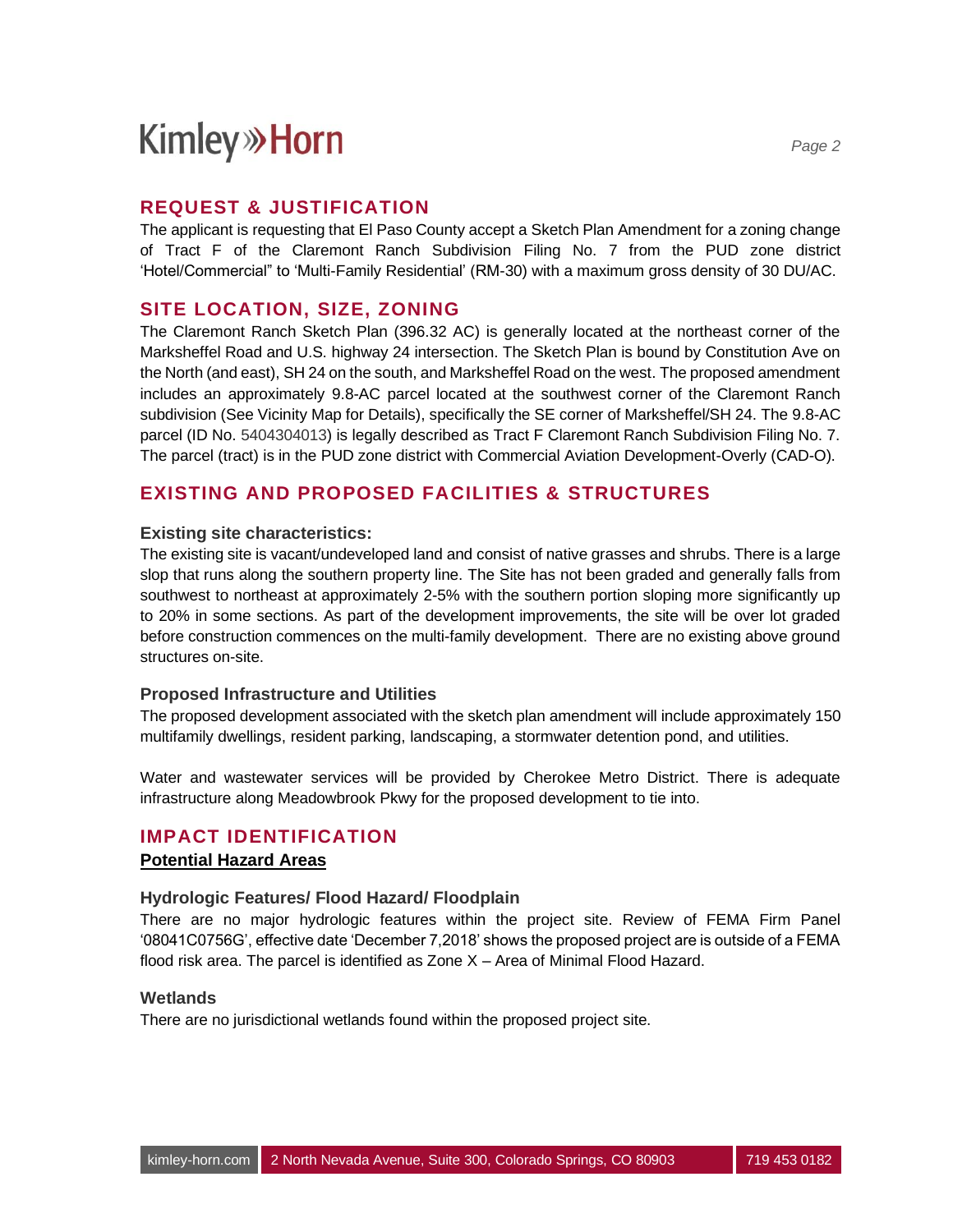## REQUEST & JUSTIFICATION

The applicant is requesting that El Paso County accept a Sketch Plan Amendment for a zoning change of Tract F of the Claremont Ranch Subdivision Filing No. 7 from the PUD zone district 'Hotel/Commercial" to 'Multi-Family Residential' (RM-30) with a maximum gross density of 30 DU/AC.

## SITE LOCATION, SIZE, ZONING

The Claremont Ranch Sketch Plan (396.32 AC) is generally located at the northeast corner of the Marksheffel Road and U.S. highway 24 intersection. The Sketch Plan is bound by Constitution Ave on the North (and east), SH 24 on the south, and Marksheffel Road on the west. The proposed amendment includes an approximately 9.8-AC parcel located at the southwest corner of the Claremont Ranch subdivision (See Vicinity Map for Details), specifically the SE corner of Marksheffel/SH 24. The 9.8-AC parcel (ID No. 5404304013) is legally described as Tract F Claremont Ranch Subdivision Filing No. 7. The parcel (tract) is in the PUD zone district with Commercial Aviation Development-Overly (CAD-O).

## EXISTING AND PROPOSED FACILITIES & STRUCTURES

### Existing site characteristics:

The existing site is vacant/undeveloped land and consist of native grasses and shrubs. There is a large slop that runs along the southern property line. The Site has not been graded and generally falls from southwest to northeast at approximately 2-5% with the southern portion sloping more significantly up to 20% in some sections. As part of the development improvements, the site will be over lot graded before construction commences on the multi-family development. There are no existing above ground structures on-site.

### Proposed Infrastructure and Utilities

The proposed development associated with the sketch plan amendment will include approximately 150 multifamily dwellings, resident parking, landscaping, a stormwater detention pond, and utilities.

Water and wastewater services will be provided by Cherokee Metro District. There is adequate infrastructure along Meadowbrook Pkwy for the proposed development to tie into.

## IMPACT IDENTIFICATION

**<u>Potential Hazard Areas</u>**

### Hydrologic Features/ Flood Hazard/ Floodplain

There are no major hydrologic features within the project site. Review of FEMA Firm Panel '08041C0756G', effective date 'December 7,2018' shows the proposed project are is outside of a FEMA flood risk area. The parcel is identified as Zone X – Area of Minimal Flood Hazard.

### Wetlands

There are no jurisdictional wetlands found within the proposed project site.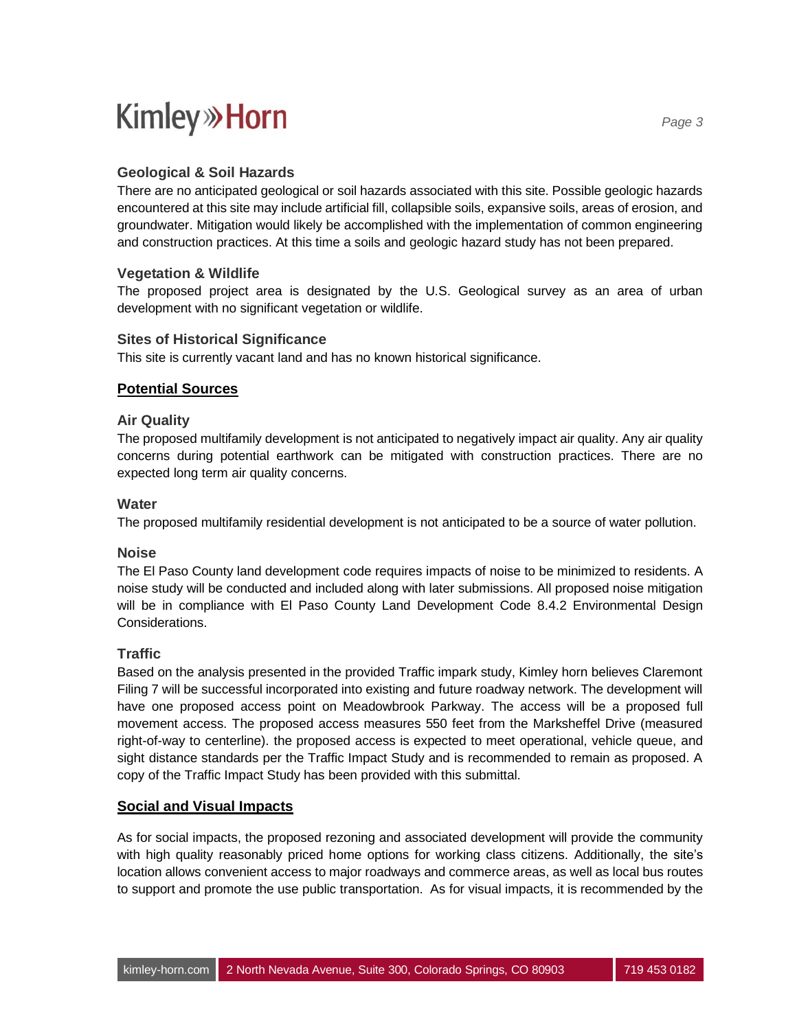### Geological & Soil Hazards

There are no anticipated geological or soil hazards associated with this site. Possible geologic hazards encountered at this site may include artificial fill, collapsible soils, expansive soils, areas of erosion, and groundwater. Mitigation would likely be accomplished with the implementation of common engineering and construction practices. At this time a soils and geologic hazard study has not been prepared.

### Vegetation & Wildlife

The proposed project area is designated by the U.S. Geological survey as an area of urban development with no significant vegetation or wildlife.

### Sites of Historical Significance

This site is currently vacant land and has no known historical significance.

## Potential Sources

### Air Quality

The proposed multifamily development is not anticipated to negatively impact air quality. Any air quality concerns during potential earthwork can be mitigated with construction practices. There are no expected long term air quality concerns.

### Water

The proposed multifamily residential development is not anticipated to be a source of water pollution.

### Noise

The El Paso County land development code requires impacts of noise to be minimized to residents. A noise study will be conducted and included along with later submissions. All proposed noise mitigation will be in compliance with El Paso County Land Development Code 8.4.2 Environmental Design Considerations.

### Traffic

Based on the analysis presented in the provided Traffic impark study, Kimley horn believes Claremont Filing 7 will be successful incorporated into existing and future roadway network. The development will have one proposed access point on Meadowbrook Parkway. The access will be a proposed full movement access. The proposed access measures 550 feet from the Marksheffel Drive (measured right-of-way to centerline). the proposed access is expected to meet operational, vehicle queue, and sight distance standards per the Traffic Impact Study and is recommended to remain as proposed. A copy of the Traffic Impact Study has been provided with this submittal.

## Social and Visual Impacts

As for social impacts, the proposed rezoning and associated development will provide the community with high quality reasonably priced home options for working class citizens. Additionally, the site's location allows convenient access to major roadways and commerce areas, as well as local bus routes to support and promote the use public transportation. As for visual impacts, it is recommended by the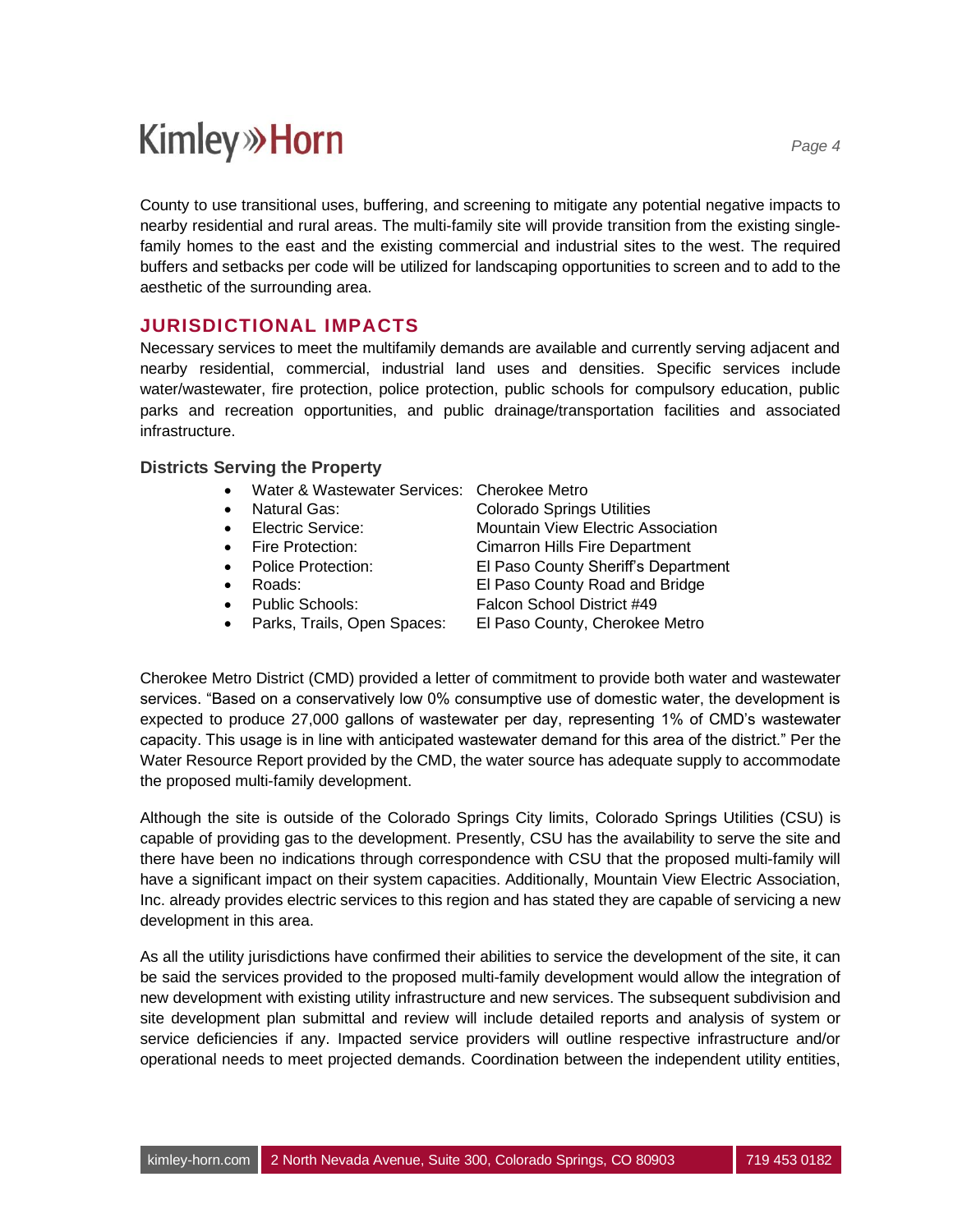County to use transitional uses, buffering, and screening to mitigate any potential negative impacts to nearby residential and rural areas. The multi-family site will provide transition from the existing single-family homes to the east and the existing commercial and industrial sites to the west. The required buffers and setbacks per code will be utilized for landscaping opportunities to screen and to add to the aesthetic of the surrounding area.

## JURISDICTIONAL IMPACTS

Necessary services to meet the multifamily demands are available and currently serving adjacent and nearby residential, commercial, industrial land uses and densities. Specific services include water/wastewater, fire protection, police protection, public schools for compulsory education, public parks and recreation opportunities, and public drainage/transportation facilities and associated infrastructure.

### Districts Serving the Property

- Water & Wastewater Services: Cherokee Metro
- Natural Gas: Colorado Springs Utilities
- Electric Service: Mountain View Electric Association
- Fire Protection: Cimarron Hills Fire Department
- Police Protection: El Paso County Sheriff's Department
- Roads: El Paso County Road and Bridge
- Public Schools: Falcon School District #49
- Parks, Trails, Open Spaces: El Paso County, Cherokee Metro

Cherokee Metro District (CMD) provided a letter of commitment to provide both water and wastewater services. "Based on a conservatively low 0% consumptive use of domestic water, the development is expected to produce 27,000 gallons of wastewater per day, representing 1% of CMD's wastewater capacity. This usage is in line with anticipated wastewater demand for this area of the district." Per the Water Resource Report provided by the CMD, the water source has adequate supply to accommodate the proposed multi-family development.

Although the site is outside of the Colorado Springs City limits, Colorado Springs Utilities (CSU) is capable of providing gas to the development. Presently, CSU has the availability to serve the site and there have been no indications through correspondence with CSU that the proposed multi-family will have a significant impact on their system capacities. Additionally, Mountain View Electric Association, Inc. already provides electric services to this region and has stated they are capable of servicing a new development in this area.

As all the utility jurisdictions have confirmed their abilities to service the development of the site, it can be said the services provided to the proposed multi-family development would allow the integration of new development with existing utility infrastructure and new services. The subsequent subdivision and site development plan submittal and review will include detailed reports and analysis of system or service deficiencies if any. Impacted service providers will outline respective infrastructure and/or operational needs to meet projected demands. Coordination between the independent utility entities,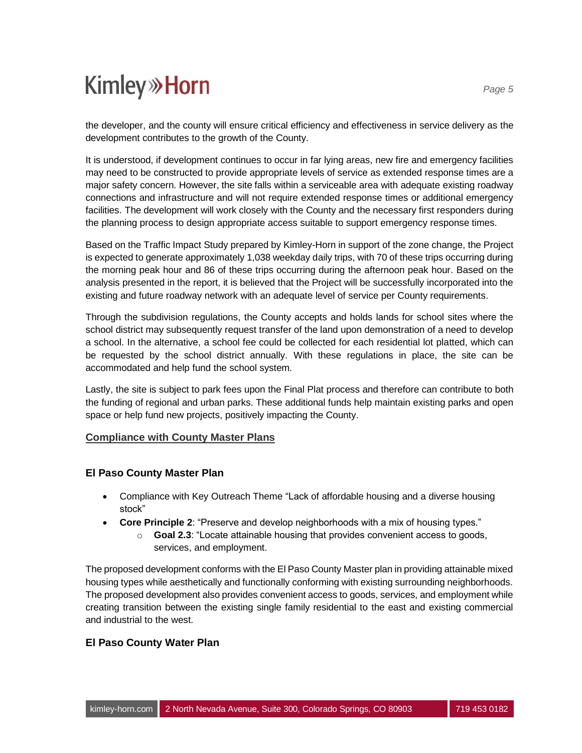the developer, and the county will ensure critical efficiency and effectiveness in service delivery as the development contributes to the growth of the County.

It is understood, if development continues to occur in far lying areas, new fire and emergency facilities may need to be constructed to provide appropriate levels of service as extended response times are a major safety concern. However, the site falls within a serviceable area with adequate existing roadway connections and infrastructure and will not require extended response times or additional emergency facilities. The development will work closely with the County and the necessary first responders during the planning process to design appropriate access suitable to support emergency response times.

Based on the Traffic Impact Study prepared by Kimley-Horn in support of the zone change, the Project is expected to generate approximately 1,038 weekday daily trips, with 70 of these trips occurring during the morning peak hour and 86 of these trips occurring during the afternoon peak hour. Based on the analysis presented in the report, it is believed that the Project will be successfully incorporated into the existing and future roadway network with an adequate level of service per County requirements.

Through the subdivision regulations, the County accepts and holds lands for school sites where the school district may subsequently request transfer of the land upon demonstration of a need to develop a school. In the alternative, a school fee could be collected for each residential lot platted, which can be requested by the school district annually. With these regulations in place, the site can be accommodated and help fund the school system.

Lastly, the site is subject to park fees upon the Final Plat process and therefore can contribute to both the funding of regional and urban parks. These additional funds help maintain existing parks and open space or help fund new projects, positively impacting the County.

## Compliance with County Master Plans

### El Paso County Master Plan

- Compliance with Key Outreach Theme “Lack of affordable housing and a diverse housing stock”
- **Core Principle 2**: “Preserve and develop neighborhoods with a mix of housing types.”
    - **Goal 2.3**: “Locate attainable housing that provides convenient access to goods, services, and employment.

The proposed development conforms with the El Paso County Master plan in providing attainable mixed housing types while aesthetically and functionally conforming with existing surrounding neighborhoods. The proposed development also provides convenient access to goods, services, and employment while creating transition between the existing single family residential to the east and existing commercial and industrial to the west.

### El Paso County Water Plan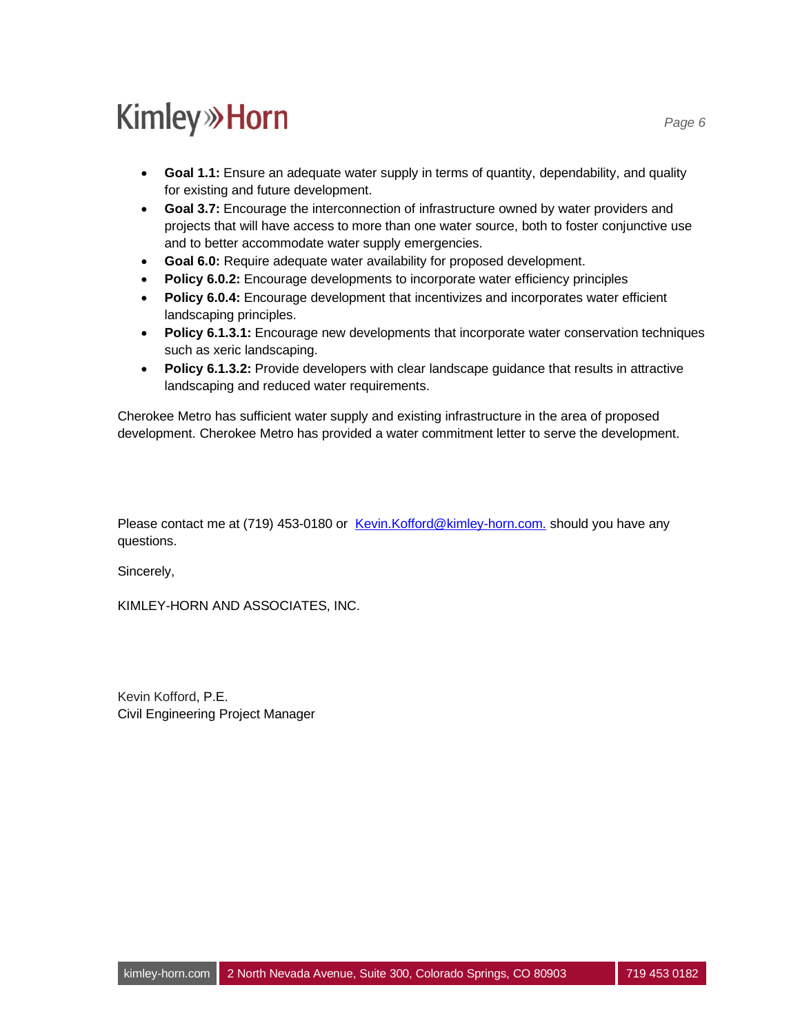- **Goal 1.1:** Ensure an adequate water supply in terms of quantity, dependability, and quality for existing and future development.
- **Goal 3.7:** Encourage the interconnection of infrastructure owned by water providers and projects that will have access to more than one water source, both to foster conjunctive use and to better accommodate water supply emergencies.
- **Goal 6.0:** Require adequate water availability for proposed development.
- **Policy 6.0.2:** Encourage developments to incorporate water efficiency principles
- **Policy 6.0.4:** Encourage development that incentivizes and incorporates water efficient landscaping principles.
- **Policy 6.1.3.1:** Encourage new developments that incorporate water conservation techniques such as xeric landscaping.
- **Policy 6.1.3.2:** Provide developers with clear landscape guidance that results in attractive landscaping and reduced water requirements.

Cherokee Metro has sufficient water supply and existing infrastructure in the area of proposed development. Cherokee Metro has provided a water commitment letter to serve the development.

Please contact me at (719) 453-0180 or Kevin.Kofford@kimley-horn.com. should you have any questions.

Sincerely,

KIMLEY-HORN AND ASSOCIATES, INC.

Kevin Kofford, P.E.
Civil Engineering Project Manager